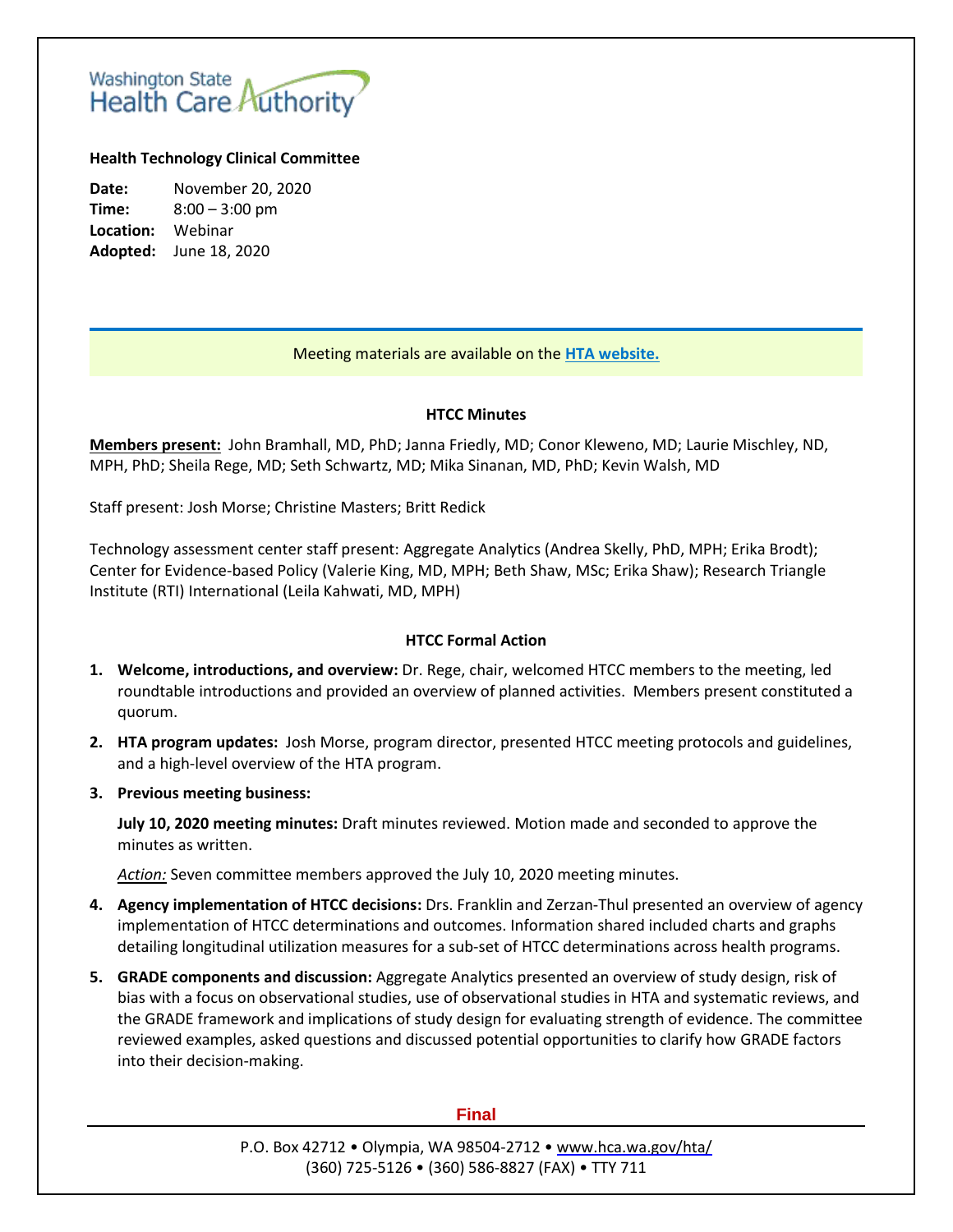Washington State Health Care Authority

**Health Technology Clinical Committee**

**Date:** November 20, 2020
**Time:** 8:00 – 3:00 pm
**Location:** Webinar
**Adopted:** June 18, 2020

Meeting materials are available on the [HTA website.](https://www.hca.wa.gov/hta/)

## HTCC Minutes

**Members present:** John Bramhall, MD, PhD; Janna Friedly, MD; Conor Kleweno, MD; Laurie Mischley, ND, MPH, PhD; Sheila Rege, MD; Seth Schwartz, MD; Mika Sinanan, MD, PhD; Kevin Walsh, MD

Staff present: Josh Morse; Christine Masters; Britt Redick

Technology assessment center staff present: Aggregate Analytics (Andrea Skelly, PhD, MPH; Erika Brodt); Center for Evidence-based Policy (Valerie King, MD, MPH; Beth Shaw, MSc; Erika Shaw); Research Triangle Institute (RTI) International (Leila Kahwati, MD, MPH)

## HTCC Formal Action

1. **Welcome, introductions, and overview:** Dr. Rege, chair, welcomed HTCC members to the meeting, led roundtable introductions and provided an overview of planned activities. Members present constituted a quorum.

2. **HTA program updates:** Josh Morse, program director, presented HTCC meeting protocols and guidelines, and a high-level overview of the HTA program.

3. **Previous meeting business:**

   **July 10, 2020 meeting minutes:** Draft minutes reviewed. Motion made and seconded to approve the minutes as written.

   *Action:* Seven committee members approved the July 10, 2020 meeting minutes.

4. **Agency implementation of HTCC decisions:** Drs. Franklin and Zerzan-Thul presented an overview of agency implementation of HTCC determinations and outcomes. Information shared included charts and graphs detailing longitudinal utilization measures for a sub-set of HTCC determinations across health programs.

5. **GRADE components and discussion:** Aggregate Analytics presented an overview of study design, risk of bias with a focus on observational studies, use of observational studies in HTA and systematic reviews, and the GRADE framework and implications of study design for evaluating strength of evidence. The committee reviewed examples, asked questions and discussed potential opportunities to clarify how GRADE factors into their decision-making.

Final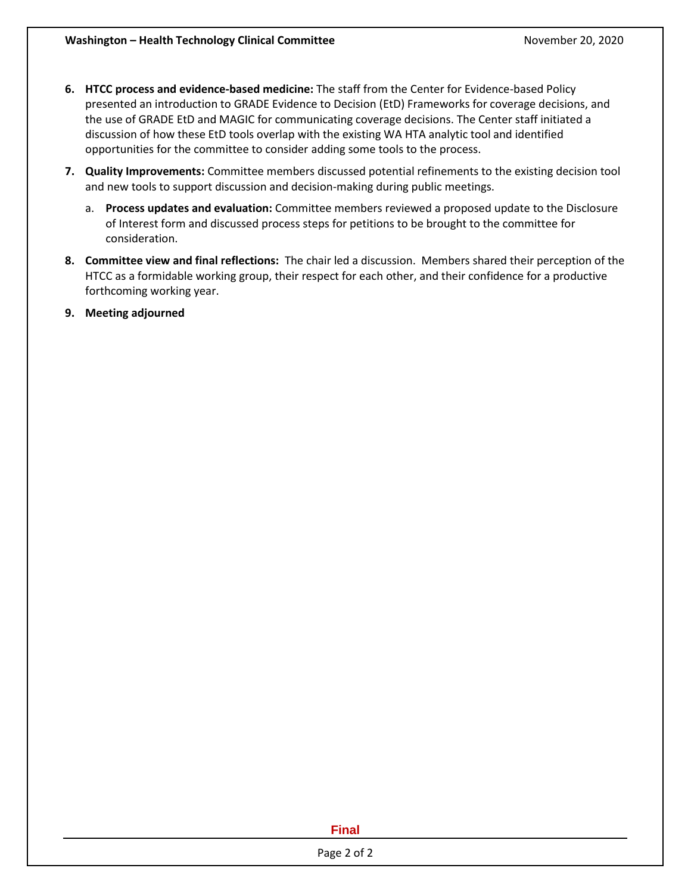6. **HTCC process and evidence-based medicine:** The staff from the Center for Evidence-based Policy presented an introduction to GRADE Evidence to Decision (EtD) Frameworks for coverage decisions, and the use of GRADE EtD and MAGIC for communicating coverage decisions. The Center staff initiated a discussion of how these EtD tools overlap with the existing WA HTA analytic tool and identified opportunities for the committee to consider adding some tools to the process.

7. **Quality Improvements:** Committee members discussed potential refinements to the existing decision tool and new tools to support discussion and decision-making during public meetings.

   a. **Process updates and evaluation:** Committee members reviewed a proposed update to the Disclosure of Interest form and discussed process steps for petitions to be brought to the committee for consideration.

8. **Committee view and final reflections:** The chair led a discussion. Members shared their perception of the HTCC as a formidable working group, their respect for each other, and their confidence for a productive forthcoming working year.

9. **Meeting adjourned**

**Final**